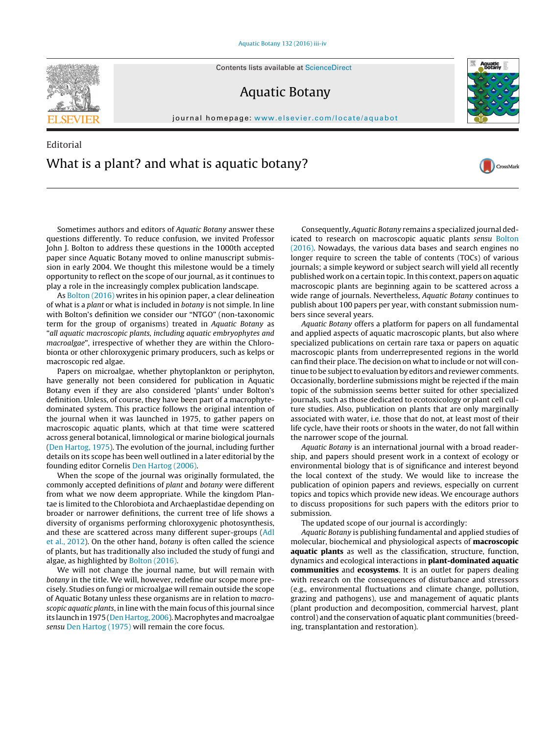Editorial

# What is a plant? and what is aquatic botany?

Sometimes authors and editors of *Aquatic Botany* answer these questions differently. To reduce confusion, we invited Professor John J. Bolton to address these questions in the 1000th accepted paper since Aquatic Botany moved to online manuscript submission in early 2004. We thought this milestone would be a timely opportunity to reflect on the scope of our journal, as it continues to play a role in the increasingly complex publication landscape.

As Bolton (2016) writes in his opinion paper, a clear delineation of what is a *plant* or what is included in *botany* is not simple. In line with Bolton's definition we consider our "NTGO" (non-taxonomic term for the group of organisms) treated in *Aquatic Botany* as "*all aquatic macroscopic plants, including aquatic embryophytes and macroalgae*", irrespective of whether they are within the Chlorobionta or other chloroxygenic primary producers, such as kelps or macroscopic red algae.

Papers on microalgae, whether phytoplankton or periphyton, have generally not been considered for publication in Aquatic Botany even if they are also considered 'plants' under Bolton's definition. Unless, of course, they have been part of a macrophyte-dominated system. This practice follows the original intention of the journal when it was launched in 1975, to gather papers on macroscopic aquatic plants, which at that time were scattered across general botanical, limnological or marine biological journals (Den Hartog, 1975). The evolution of the journal, including further details on its scope has been well outlined in a later editorial by the founding editor Cornelis Den Hartog (2006).

When the scope of the journal was originally formulated, the commonly accepted definitions of *plant* and *botany* were different from what we now deem appropriate. While the kingdom Plantae is limited to the Chlorobiota and Archaeplastidae depending on broader or narrower definitions, the current tree of life shows a diversity of organisms performing chloroxygenic photosynthesis, and these are scattered across many different super-groups (Adl et al., 2012). On the other hand, *botany* is often called the science of plants, but has traditionally also included the study of fungi and algae, as highlighted by Bolton (2016).

We will not change the journal name, but will remain with *botany* in the title. We will, however, redefine our scope more precisely. Studies on fungi or microalgae will remain outside the scope of Aquatic Botany unless these organisms are in relation to *macroscopic aquatic plants*, in line with the main focus of this journal since its launch in 1975 (Den Hartog, 2006). Macrophytes and macroalgae *sensu* Den Hartog (1975) will remain the core focus.

Consequently, *Aquatic Botany* remains a specialized journal dedicated to research on macroscopic aquatic plants *sensu* Bolton (2016). Nowadays, the various data bases and search engines no longer require to screen the table of contents (TOCs) of various journals; a simple keyword or subject search will yield all recently published work on a certain topic. In this context, papers on aquatic macroscopic plants are beginning again to be scattered across a wide range of journals. Nevertheless, *Aquatic Botany* continues to publish about 100 papers per year, with constant submission numbers since several years.

*Aquatic Botany* offers a platform for papers on all fundamental and applied aspects of aquatic macroscopic plants, but also where specialized publications on certain rare taxa or papers on aquatic macroscopic plants from underrepresented regions in the world can find their place. The decision on what to include or not will continue to be subject to evaluation by editors and reviewer comments. Occasionally, borderline submissions might be rejected if the main topic of the submission seems better suited for other specialized journals, such as those dedicated to ecotoxicology or plant cell culture studies. Also, publication on plants that are only marginally associated with water, i.e. those that do not, at least most of their life cycle, have their roots or shoots in the water, do not fall within the narrower scope of the journal.

*Aquatic Botany* is an international journal with a broad readership, and papers should present work in a context of ecology or environmental biology that is of significance and interest beyond the local context of the study. We would like to increase the publication of opinion papers and reviews, especially on current topics and topics which provide new ideas. We encourage authors to discuss propositions for such papers with the editors prior to submission.

The updated scope of our journal is accordingly:

*Aquatic Botany* is publishing fundamental and applied studies of molecular, biochemical and physiological aspects of **macroscopic aquatic plants** as well as the classification, structure, function, dynamics and ecological interactions in **plant-dominated aquatic communities** and **ecosystems**. It is an outlet for papers dealing with research on the consequences of disturbance and stressors (e.g., environmental fluctuations and climate change, pollution, grazing and pathogens), use and management of aquatic plants (plant production and decomposition, commercial harvest, plant control) and the conservation of aquatic plant communities (breeding, transplantation and restoration).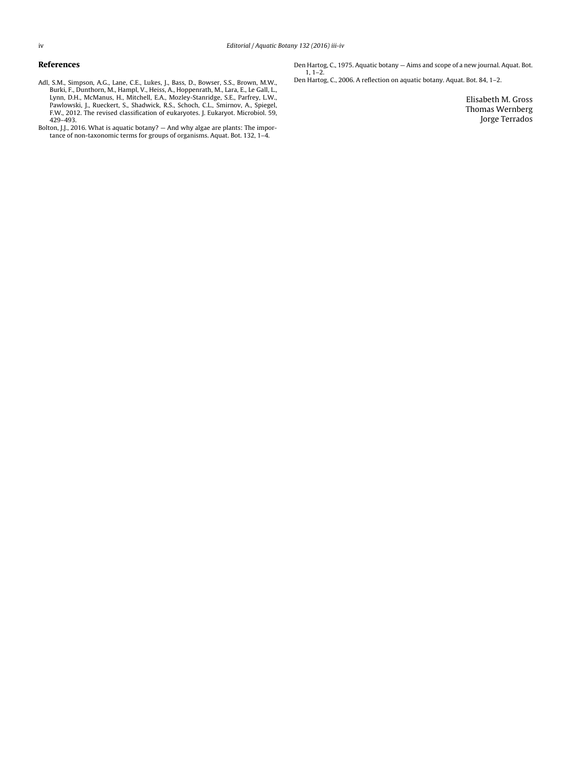## References

Adl, S.M., Simpson, A.G., Lane, C.E., Lukes, J., Bass, D., Bowser, S.S., Brown, M.W., Burki, F., Dunthorn, M., Hampl, V., Heiss, A., Hoppenrath, M., Lara, E., Le Gall, L., Lynn, D.H., McManus, H., Mitchell, E.A., Mozley-Stanridge, S.E., Parfrey, L.W., Pawlowski, J., Rueckert, S., Shadwick, R.S., Schoch, C.L., Smirnov, A., Spiegel, F.W., 2012. The revised classification of eukaryotes. J. Eukaryot. Microbiol. 59, 429–493.

Bolton, J.J., 2016. What is aquatic botany? — And why algae are plants: The importance of non-taxonomic terms for groups of organisms. Aquat. Bot. 132, 1–4.

Den Hartog, C., 1975. Aquatic botany — Aims and scope of a new journal. Aquat. Bot. 1, 1–2.

Den Hartog, C., 2006. A reflection on aquatic botany. Aquat. Bot. 84, 1–2.

Elisabeth M. Gross
Thomas Wernberg
Jorge Terrados